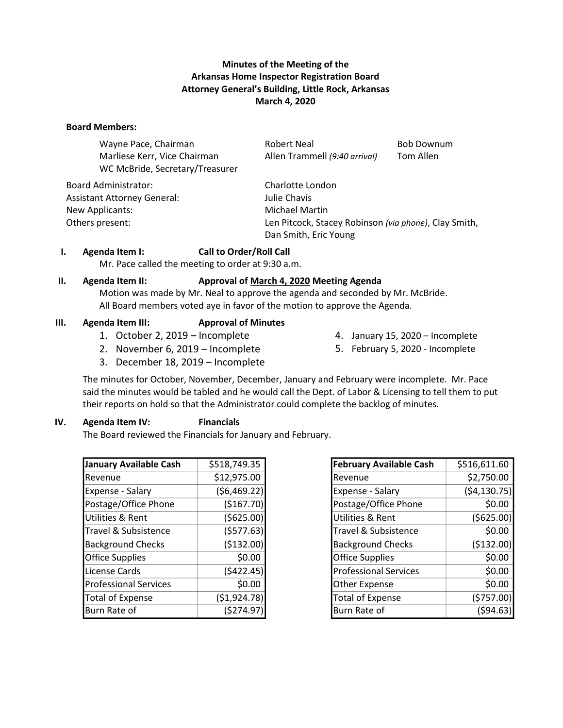# Minutes of the Meeting of the Arkansas Home Inspector Registration Board
## Attorney General's Building, Little Rock, Arkansas
## March 4, 2020

**Board Members:**

| | | |
|---|---|---|
| Wayne Pace, Chairman | Robert Neal | Bob Downum |
| Marliese Kerr, Vice Chairman | Allen Trammell *(9:40 arrival)* | Tom Allen |
| WC McBride, Secretary/Treasurer | | |

| | |
|---|---|
| Board Administrator: | Charlotte London |
| Assistant Attorney General: | Julie Chavis |
| New Applicants: | Michael Martin |
| Others present: | Len Pitcock, Stacey Robinson *(via phone)*, Clay Smith, Dan Smith, Eric Young |

**I. Agenda Item I: Call to Order/Roll Call**

Mr. Pace called the meeting to order at 9:30 a.m.

**II. Agenda Item II: Approval of March 4, 2020 Meeting Agenda**

Motion was made by Mr. Neal to approve the agenda and seconded by Mr. McBride. All Board members voted aye in favor of the motion to approve the Agenda.

**III. Agenda Item III: Approval of Minutes**

1. October 2, 2019 – Incomplete
2. November 6, 2019 – Incomplete
3. December 18, 2019 – Incomplete
4. January 15, 2020 – Incomplete
5. February 5, 2020 - Incomplete

The minutes for October, November, December, January and February were incomplete. Mr. Pace said the minutes would be tabled and he would call the Dept. of Labor & Licensing to tell them to put their reports on hold so that the Administrator could complete the backlog of minutes.

**IV. Agenda Item IV: Financials**

The Board reviewed the Financials for January and February.

| January Available Cash | $518,749.35 |
|---|---|
| Revenue | $12,975.00 |
| Expense - Salary | ($6,469.22) |
| Postage/Office Phone | ($167.70) |
| Utilities & Rent | ($625.00) |
| Travel & Subsistence | ($577.63) |
| Background Checks | ($132.00) |
| Office Supplies | $0.00 |
| License Cards | ($422.45) |
| Professional Services | $0.00 |
| Total of Expense | ($1,924.78) |
| Burn Rate of | ($274.97) |

| February Available Cash | $516,611.60 |
|---|---|
| Revenue | $2,750.00 |
| Expense - Salary | ($4,130.75) |
| Postage/Office Phone | $0.00 |
| Utilities & Rent | ($625.00) |
| Travel & Subsistence | $0.00 |
| Background Checks | ($132.00) |
| Office Supplies | $0.00 |
| Professional Services | $0.00 |
| Other Expense | $0.00 |
| Total of Expense | ($757.00) |
| Burn Rate of | ($94.63) |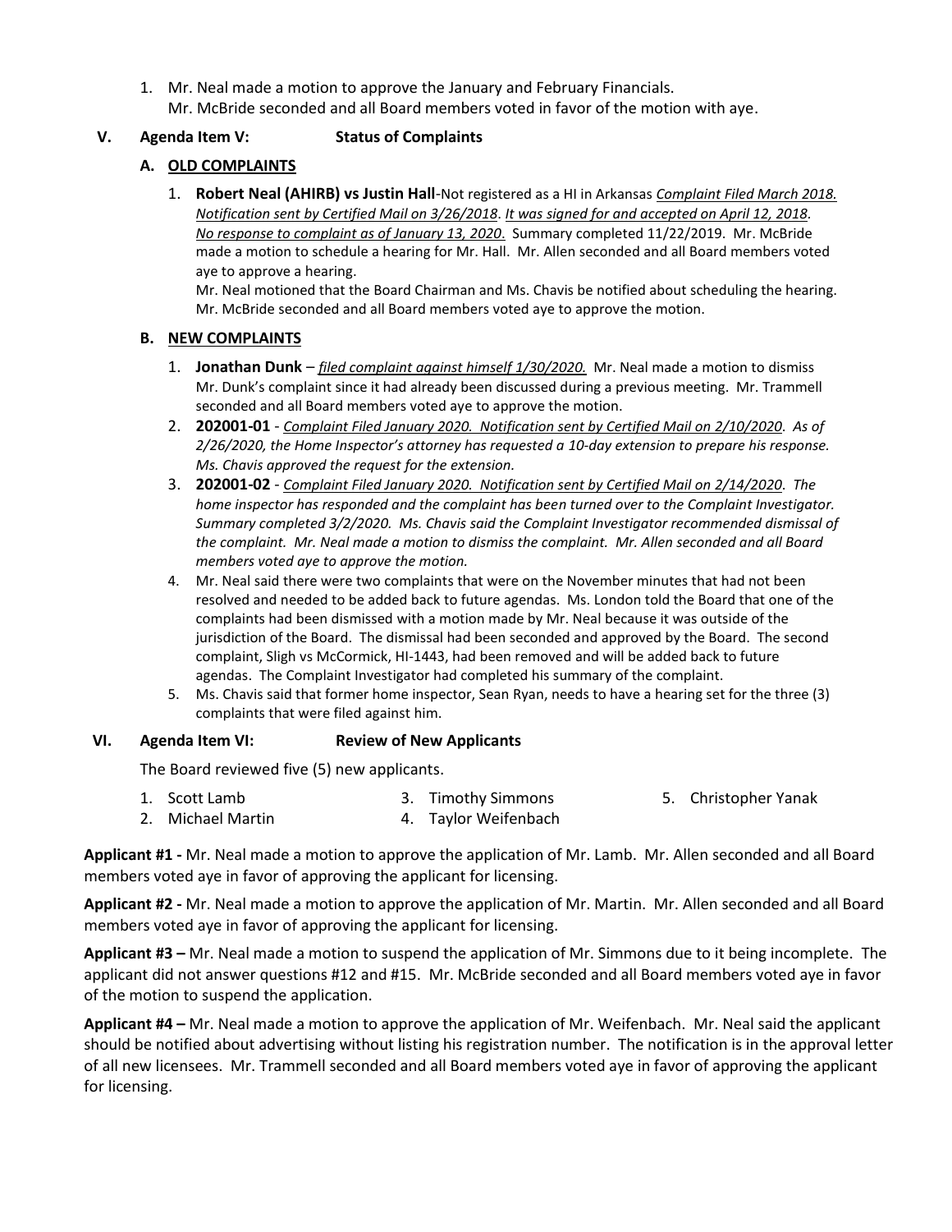1. Mr. Neal made a motion to approve the January and February Financials.
   Mr. McBride seconded and all Board members voted in favor of the motion with aye.

## V. Agenda Item V: Status of Complaints

### A. OLD COMPLAINTS

1. **Robert Neal (AHIRB) vs Justin Hall**-Not registered as a HI in Arkansas *Complaint Filed March 2018. Notification sent by Certified Mail on 3/26/2018. It was signed for and accepted on April 12, 2018. No response to complaint as of January 13, 2020*. Summary completed 11/22/2019. Mr. McBride made a motion to schedule a hearing for Mr. Hall. Mr. Allen seconded and all Board members voted aye to approve a hearing.
   Mr. Neal motioned that the Board Chairman and Ms. Chavis be notified about scheduling the hearing. Mr. McBride seconded and all Board members voted aye to approve the motion.

### B. NEW COMPLAINTS

1. **Jonathan Dunk** – *filed complaint against himself 1/30/2020.* Mr. Neal made a motion to dismiss Mr. Dunk's complaint since it had already been discussed during a previous meeting. Mr. Trammell seconded and all Board members voted aye to approve the motion.
2. **202001-01** - *Complaint Filed January 2020. Notification sent by Certified Mail on 2/10/2020. As of 2/26/2020, the Home Inspector's attorney has requested a 10-day extension to prepare his response. Ms. Chavis approved the request for the extension.*
3. **202001-02** - *Complaint Filed January 2020. Notification sent by Certified Mail on 2/14/2020. The home inspector has responded and the complaint has been turned over to the Complaint Investigator. Summary completed 3/2/2020. Ms. Chavis said the Complaint Investigator recommended dismissal of the complaint. Mr. Neal made a motion to dismiss the complaint. Mr. Allen seconded and all Board members voted aye to approve the motion.*
4. Mr. Neal said there were two complaints that were on the November minutes that had not been resolved and needed to be added back to future agendas. Ms. London told the Board that one of the complaints had been dismissed with a motion made by Mr. Neal because it was outside of the jurisdiction of the Board. The dismissal had been seconded and approved by the Board. The second complaint, Sligh vs McCormick, HI-1443, had been removed and will be added back to future agendas. The Complaint Investigator had completed his summary of the complaint.
5. Ms. Chavis said that former home inspector, Sean Ryan, needs to have a hearing set for the three (3) complaints that were filed against him.

## VI. Agenda Item VI: Review of New Applicants

The Board reviewed five (5) new applicants.

1. Scott Lamb
2. Michael Martin
3. Timothy Simmons
4. Taylor Weifenbach
5. Christopher Yanak

**Applicant #1 -** Mr. Neal made a motion to approve the application of Mr. Lamb. Mr. Allen seconded and all Board members voted aye in favor of approving the applicant for licensing.

**Applicant #2 -** Mr. Neal made a motion to approve the application of Mr. Martin. Mr. Allen seconded and all Board members voted aye in favor of approving the applicant for licensing.

**Applicant #3 –** Mr. Neal made a motion to suspend the application of Mr. Simmons due to it being incomplete. The applicant did not answer questions #12 and #15. Mr. McBride seconded and all Board members voted aye in favor of the motion to suspend the application.

**Applicant #4 –** Mr. Neal made a motion to approve the application of Mr. Weifenbach. Mr. Neal said the applicant should be notified about advertising without listing his registration number. The notification is in the approval letter of all new licensees. Mr. Trammell seconded and all Board members voted aye in favor of approving the applicant for licensing.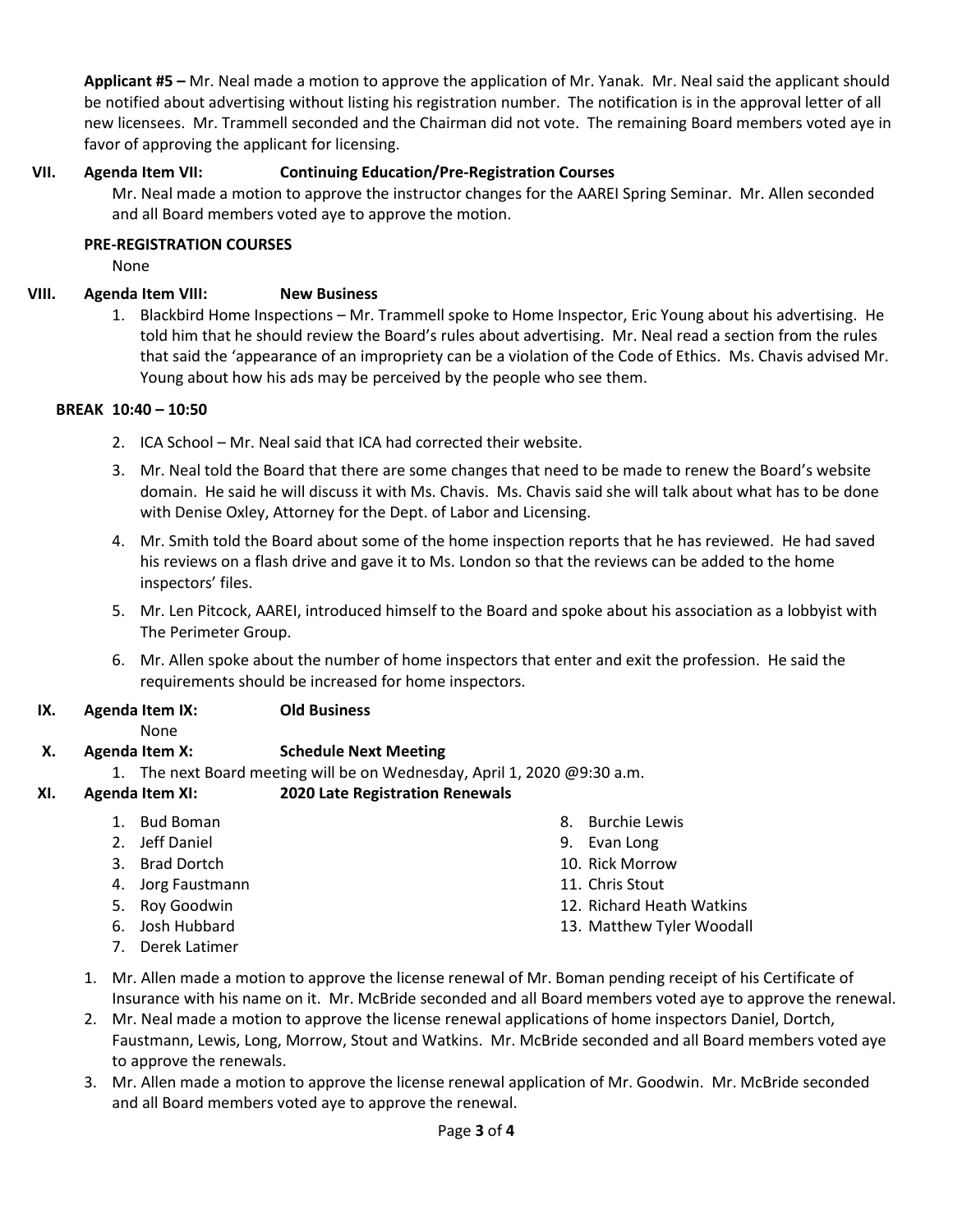**Applicant #5 –** Mr. Neal made a motion to approve the application of Mr. Yanak. Mr. Neal said the applicant should be notified about advertising without listing his registration number. The notification is in the approval letter of all new licensees. Mr. Trammell seconded and the Chairman did not vote. The remaining Board members voted aye in favor of approving the applicant for licensing.

**VII. Agenda Item VII: Continuing Education/Pre-Registration Courses**

Mr. Neal made a motion to approve the instructor changes for the AAREI Spring Seminar. Mr. Allen seconded and all Board members voted aye to approve the motion.

**PRE-REGISTRATION COURSES**

None

**VIII. Agenda Item VIII: New Business**

1. Blackbird Home Inspections – Mr. Trammell spoke to Home Inspector, Eric Young about his advertising. He told him that he should review the Board's rules about advertising. Mr. Neal read a section from the rules that said the 'appearance of an impropriety can be a violation of the Code of Ethics. Ms. Chavis advised Mr. Young about how his ads may be perceived by the people who see them.

**BREAK 10:40 – 10:50**

2. ICA School – Mr. Neal said that ICA had corrected their website.
3. Mr. Neal told the Board that there are some changes that need to be made to renew the Board's website domain. He said he will discuss it with Ms. Chavis. Ms. Chavis said she will talk about what has to be done with Denise Oxley, Attorney for the Dept. of Labor and Licensing.
4. Mr. Smith told the Board about some of the home inspection reports that he has reviewed. He had saved his reviews on a flash drive and gave it to Ms. London so that the reviews can be added to the home inspectors' files.
5. Mr. Len Pitcock, AAREI, introduced himself to the Board and spoke about his association as a lobbyist with The Perimeter Group.
6. Mr. Allen spoke about the number of home inspectors that enter and exit the profession. He said the requirements should be increased for home inspectors.

**IX. Agenda Item IX: Old Business**

None

**X. Agenda Item X: Schedule Next Meeting**

1. The next Board meeting will be on Wednesday, April 1, 2020 @9:30 a.m.

**XI. Agenda Item XI: 2020 Late Registration Renewals**

1. Bud Boman
2. Jeff Daniel
3. Brad Dortch
4. Jorg Faustmann
5. Roy Goodwin
6. Josh Hubbard
7. Derek Latimer
8. Burchie Lewis
9. Evan Long
10. Rick Morrow
11. Chris Stout
12. Richard Heath Watkins
13. Matthew Tyler Woodall

1. Mr. Allen made a motion to approve the license renewal of Mr. Boman pending receipt of his Certificate of Insurance with his name on it. Mr. McBride seconded and all Board members voted aye to approve the renewal.
2. Mr. Neal made a motion to approve the license renewal applications of home inspectors Daniel, Dortch, Faustmann, Lewis, Long, Morrow, Stout and Watkins. Mr. McBride seconded and all Board members voted aye to approve the renewals.
3. Mr. Allen made a motion to approve the license renewal application of Mr. Goodwin. Mr. McBride seconded and all Board members voted aye to approve the renewal.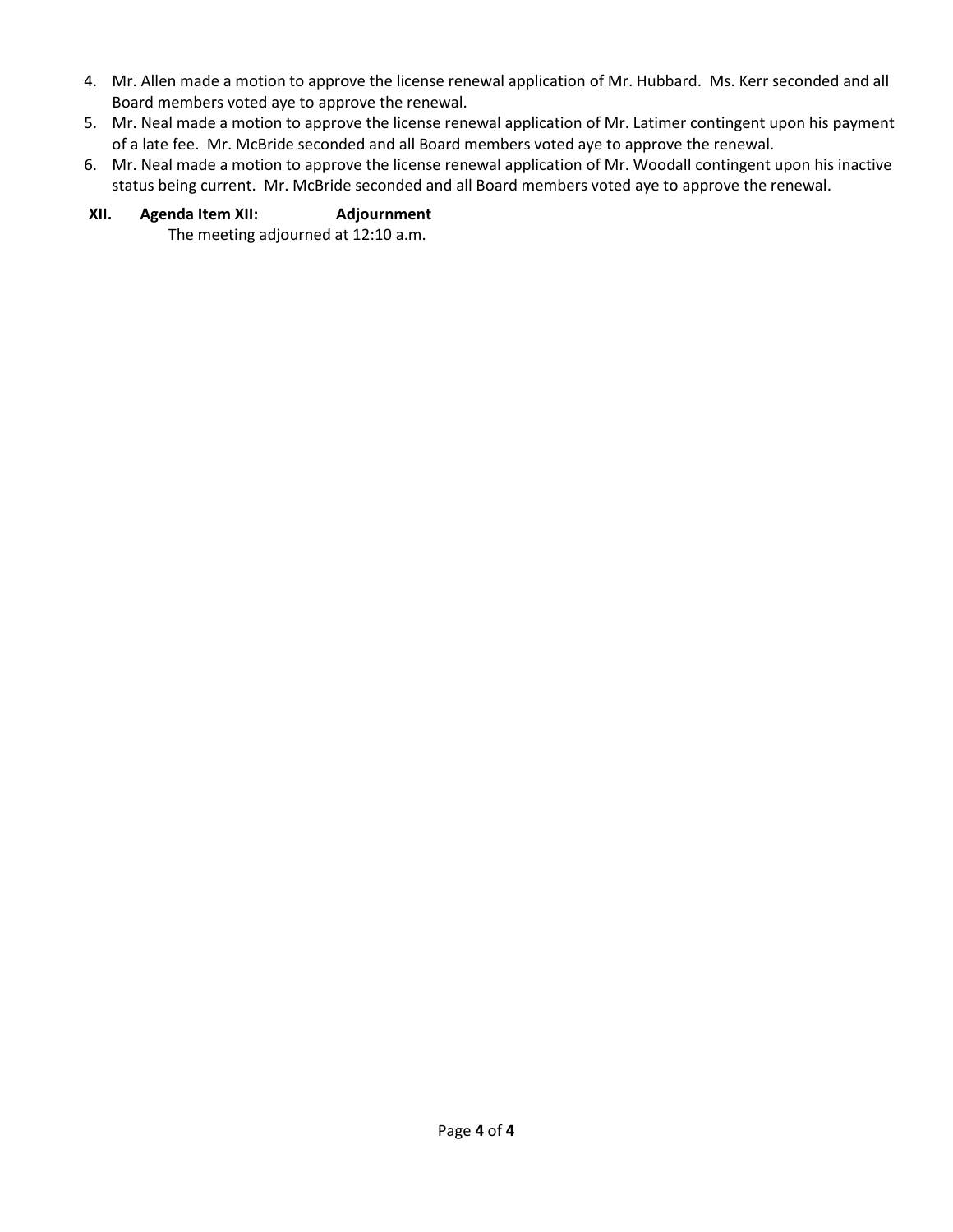4. Mr. Allen made a motion to approve the license renewal application of Mr. Hubbard. Ms. Kerr seconded and all Board members voted aye to approve the renewal.
5. Mr. Neal made a motion to approve the license renewal application of Mr. Latimer contingent upon his payment of a late fee. Mr. McBride seconded and all Board members voted aye to approve the renewal.
6. Mr. Neal made a motion to approve the license renewal application of Mr. Woodall contingent upon his inactive status being current. Mr. McBride seconded and all Board members voted aye to approve the renewal.

**XII. Agenda Item XII: Adjournment**

The meeting adjourned at 12:10 a.m.